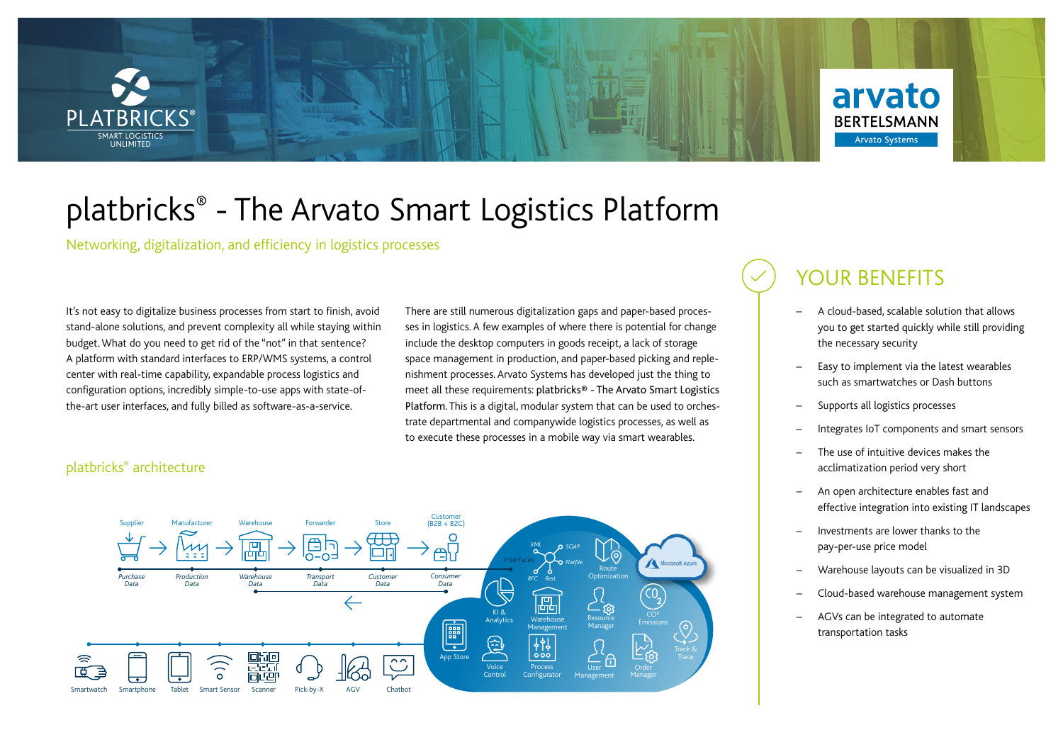# platbricks® - The Arvato Smart Logistics Platform

Networking, digitalization, and efficiency in logistics processes

It's not easy to digitalize business processes from start to finish, avoid stand-alone solutions, and prevent complexity all while staying within budget. What do you need to get rid of the "not" in that sentence? A platform with standard interfaces to ERP/WMS systems, a control center with real-time capability, expandable process logistics and configuration options, incredibly simple-to-use apps with state-of-the-art user interfaces, and fully billed as software-as-a-service.

There are still numerous digitalization gaps and paper-based processes in logistics. A few examples of where there is potential for change include the desktop computers in goods receipt, a lack of storage space management in production, and paper-based picking and replenishment processes. Arvato Systems has developed just the thing to meet all these requirements: platbricks® - The Arvato Smart Logistics Platform. This is a digital, modular system that can be used to orchestrate departmental and companywide logistics processes, as well as to execute these processes in a mobile way via smart wearables.

## platbricks® architecture

Supplier → Manufacturer → Warehouse → Forwarder → Store → Customer (B2B + B2C)

Purchase Data · Production Data · Warehouse Data · Transport Data · Customer Data · Consumer Data

Smartwatch · Smartphone · Tablet · Smart Sensor · Scanner · Pick-by-X · AGV · Chatbot

Interfaces (XML, SOAP, Flatfile, RFC, Rest) · Route Optimization · Microsoft Azure · KI & Analytics · Warehouse Management · Resource Manager · $CO_2$ Emissions · App Store · Voice Control · Process Configurator · User Management · Order Manager · Track & Trace

## YOUR BENEFITS

- A cloud-based, scalable solution that allows you to get started quickly while still providing the necessary security
- Easy to implement via the latest wearables such as smartwatches or Dash buttons
- Supports all logistics processes
- Integrates IoT components and smart sensors
- The use of intuitive devices makes the acclimatization period very short
- An open architecture enables fast and effective integration into existing IT landscapes
- Investments are lower thanks to the pay-per-use price model
- Warehouse layouts can be visualized in 3D
- Cloud-based warehouse management system
- AGVs can be integrated to automate transportation tasks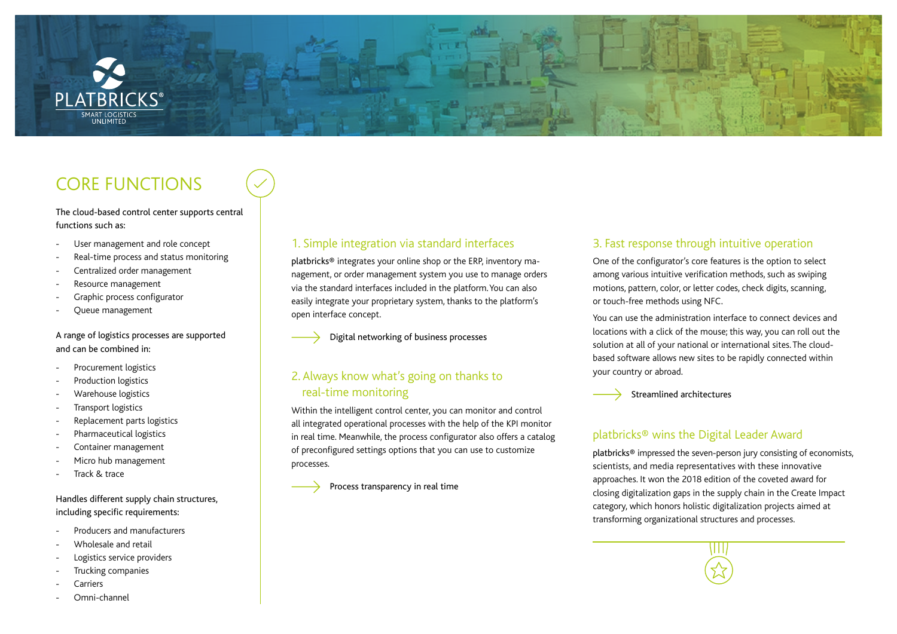PLATBRICKS®
SMART LOGISTICS UNLIMITED

# CORE FUNCTIONS

The cloud-based control center supports central functions such as:

- User management and role concept
- Real-time process and status monitoring
- Centralized order management
- Resource management
- Graphic process configurator
- Queue management

A range of logistics processes are supported and can be combined in:

- Procurement logistics
- Production logistics
- Warehouse logistics
- Transport logistics
- Replacement parts logistics
- Pharmaceutical logistics
- Container management
- Micro hub management
- Track & trace

Handles different supply chain structures, including specific requirements:

- Producers and manufacturers
- Wholesale and retail
- Logistics service providers
- Trucking companies
- Carriers
- Omni-channel

## 1. Simple integration via standard interfaces

platbricks® integrates your online shop or the ERP, inventory management, or order management system you use to manage orders via the standard interfaces included in the platform. You can also easily integrate your proprietary system, thanks to the platform's open interface concept.

→ Digital networking of business processes

## 2. Always know what's going on thanks to real-time monitoring

Within the intelligent control center, you can monitor and control all integrated operational processes with the help of the KPI monitor in real time. Meanwhile, the process configurator also offers a catalog of preconfigured settings options that you can use to customize processes.

→ Process transparency in real time

## 3. Fast response through intuitive operation

One of the configurator's core features is the option to select among various intuitive verification methods, such as swiping motions, pattern, color, or letter codes, check digits, scanning, or touch-free methods using NFC.

You can use the administration interface to connect devices and locations with a click of the mouse; this way, you can roll out the solution at all of your national or international sites. The cloud-based software allows new sites to be rapidly connected within your country or abroad.

→ Streamlined architectures

## platbricks® wins the Digital Leader Award

platbricks® impressed the seven-person jury consisting of economists, scientists, and media representatives with these innovative approaches. It won the 2018 edition of the coveted award for closing digitalization gaps in the supply chain in the Create Impact category, which honors holistic digitalization projects aimed at transforming organizational structures and processes.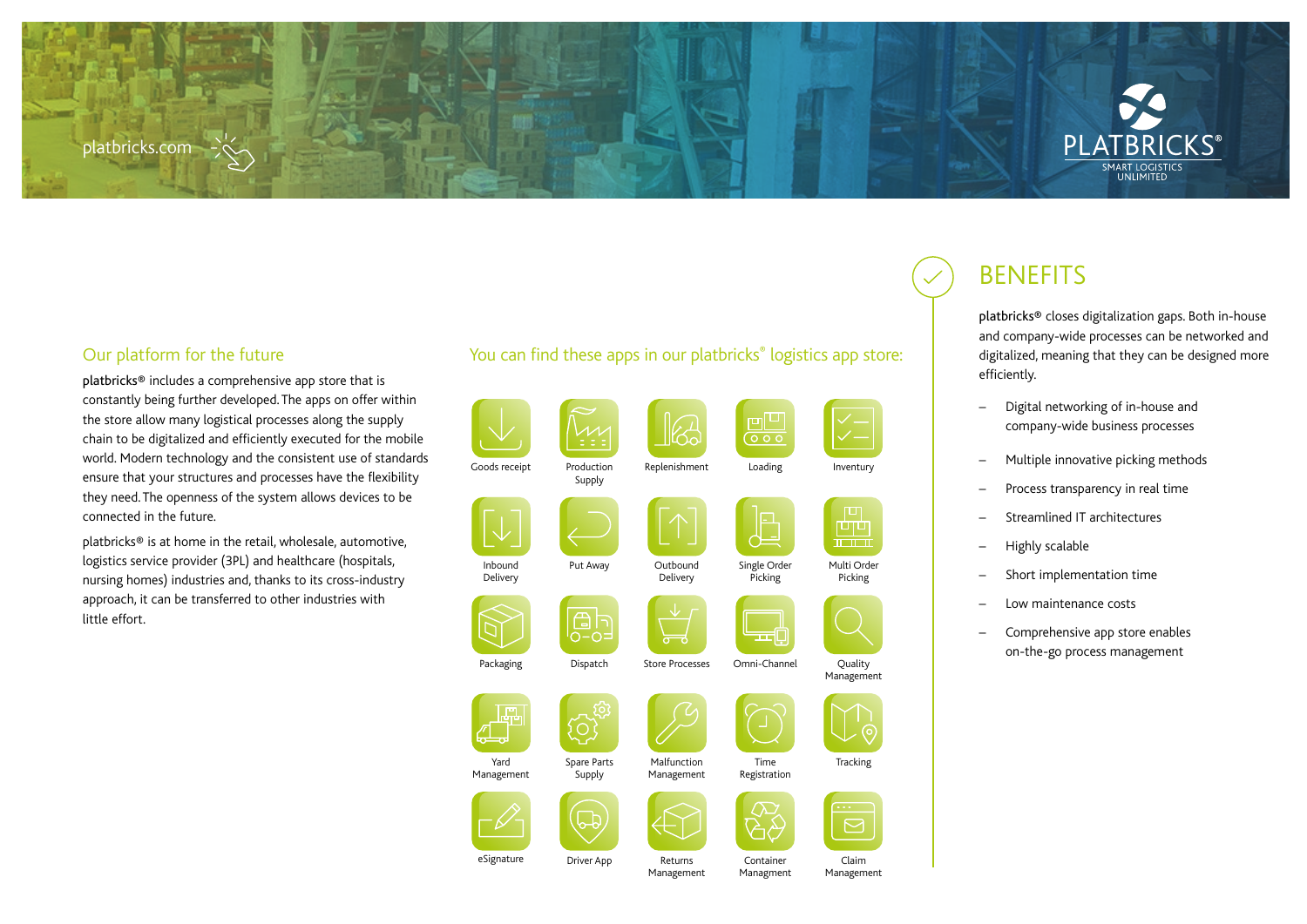platbricks.com

PLATBRICKS®
SMART LOGISTICS UNLIMITED

## Our platform for the future

platbricks® includes a comprehensive app store that is constantly being further developed. The apps on offer within the store allow many logistical processes along the supply chain to be digitalized and efficiently executed for the mobile world. Modern technology and the consistent use of standards ensure that your structures and processes have the flexibility they need. The openness of the system allows devices to be connected in the future.

platbricks® is at home in the retail, wholesale, automotive, logistics service provider (3PL) and healthcare (hospitals, nursing homes) industries and, thanks to its cross-industry approach, it can be transferred to other industries with little effort.

## You can find these apps in our platbricks® logistics app store:

- Goods receipt
- Production Supply
- Replenishment
- Loading
- Inventory
- Inbound Delivery
- Put Away
- Outbound Delivery
- Single Order Picking
- Multi Order Picking
- Packaging
- Dispatch
- Store Processes
- Omni-Channel
- Quality Management
- Yard Management
- Spare Parts Supply
- Malfunction Management
- Time Registration
- Tracking
- eSignature
- Driver App
- Returns Management
- Container Managment
- Claim Management

## BENEFITS

platbricks® closes digitalization gaps. Both in-house and company-wide processes can be networked and digitalized, meaning that they can be designed more efficiently.

- Digital networking of in-house and company-wide business processes
- Multiple innovative picking methods
- Process transparency in real time
- Streamlined IT architectures
- Highly scalable
- Short implementation time
- Low maintenance costs
- Comprehensive app store enables on-the-go process management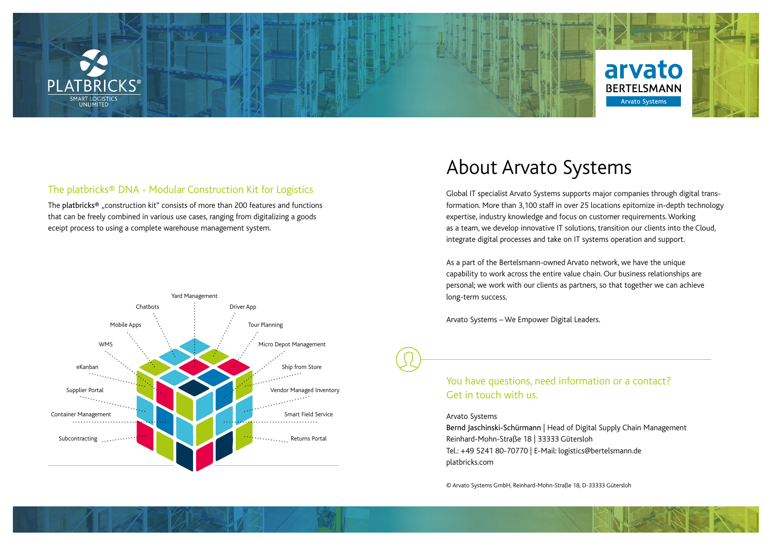PLATBRICKS®
SMART LOGISTICS UNLIMITED

arvato
BERTELSMANN
Arvato Systems

## The platbricks® DNA - Modular Construction Kit for Logistics

The platbricks® „construction kit" consists of more than 200 features and functions that can be freely combined in various use cases, ranging from digitalizing a goods eceipt process to using a complete warehouse management system.

Yard Management
Chatbots
Driver App
Mobile Apps
Tour Planning
WMS
Micro Depot Management
eKanban
Ship from Store
Supplier Portal
Vendor Managed Inventory
Container Management
Smart Field Service
Subcontracting
Returns Portal

# About Arvato Systems

Global IT specialist Arvato Systems supports major companies through digital transformation. More than 3,100 staff in over 25 locations epitomize in-depth technology expertise, industry knowledge and focus on customer requirements. Working as a team, we develop innovative IT solutions, transition our clients into the Cloud, integrate digital processes and take on IT systems operation and support.

As a part of the Bertelsmann-owned Arvato network, we have the unique capability to work across the entire value chain. Our business relationships are personal; we work with our clients as partners, so that together we can achieve long-term success.

Arvato Systems – We Empower Digital Leaders.

## You have questions, need information or a contact? Get in touch with us.

Arvato Systems
Bernd Jaschinski-Schürmann | Head of Digital Supply Chain Management
Reinhard-Mohn-Straße 18 | 33333 Gütersloh
Tel.: +49 5241 80-70770 | E-Mail: logistics@bertelsmann.de
platbricks.com

© Arvato Systems GmbH, Reinhard-Mohn-Straße 18, D-33333 Gütersloh